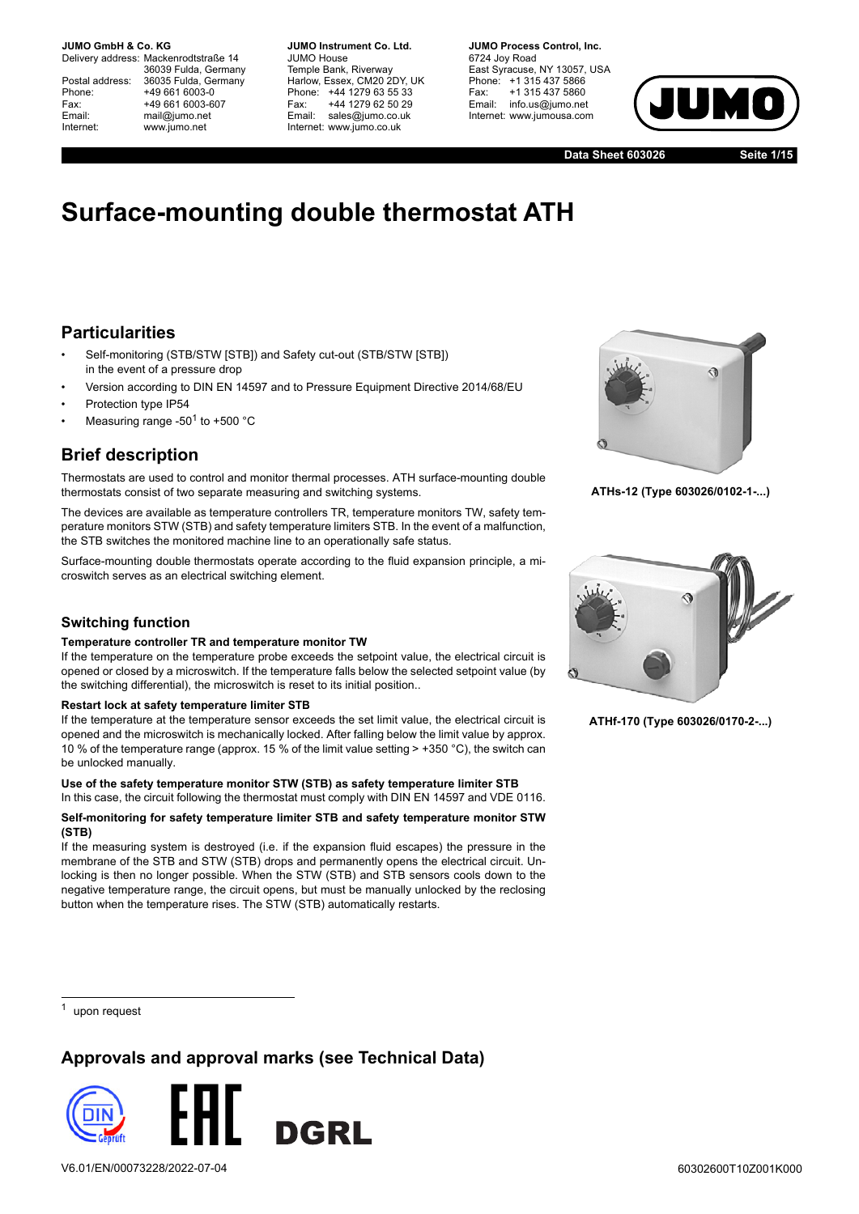**JUMO GmbH & Co. KG**
Delivery address: Mackenrodtstraße 14
36039 Fulda, Germany
Postal address: 36035 Fulda, Germany
Phone: +49 661 6003-0
Fax: +49 661 6003-607
Email: mail@jumo.net
Internet: www.jumo.net

**JUMO Instrument Co. Ltd.**
JUMO House
Temple Bank, Riverway
Harlow, Essex, CM20 2DY, UK
Phone: +44 1279 63 55 33
Fax: +44 1279 62 50 29
Email: sales@jumo.co.uk
Internet: www.jumo.co.uk

**JUMO Process Control, Inc.**
6724 Joy Road
East Syracuse, NY 13057, USA
Phone: +1 315 437 5866
Fax: +1 315 437 5860
Email: info.us@jumo.net
Internet: www.jumousa.com

**Data Sheet 603026**

# Surface-mounting double thermostat ATH

## Particularities

- Self-monitoring (STB/STW [STB]) and Safety cut-out (STB/STW [STB]) in the event of a pressure drop
- Version according to DIN EN 14597 and to Pressure Equipment Directive 2014/68/EU
- Protection type IP54
- Measuring range -50[1] to +500 °C

## Brief description

Thermostats are used to control and monitor thermal processes. ATH surface-mounting double thermostats consist of two separate measuring and switching systems.

The devices are available as temperature controllers TR, temperature monitors TW, safety temperature monitors STW (STB) and safety temperature limiters STB. In the event of a malfunction, the STB switches the monitored machine line to an operationally safe status.

Surface-mounting double thermostats operate according to the fluid expansion principle, a microswitch serves as an electrical switching element.

**ATHs-12 (Type 603026/0102-1-...)**

**ATHf-170 (Type 603026/0170-2-...)**

## Switching function

**Temperature controller TR and temperature monitor TW**

If the temperature on the temperature probe exceeds the setpoint value, the electrical circuit is opened or closed by a microswitch. If the temperature falls below the selected setpoint value (by the switching differential), the microswitch is reset to its initial position..

**Restart lock at safety temperature limiter STB**

If the temperature at the temperature sensor exceeds the set limit value, the electrical circuit is opened and the microswitch is mechanically locked. After falling below the limit value by approx. 10 % of the temperature range (approx. 15 % of the limit value setting > +350 °C), the switch can be unlocked manually.

**Use of the safety temperature monitor STW (STB) as safety temperature limiter STB**

In this case, the circuit following the thermostat must comply with DIN EN 14597 and VDE 0116.

**Self-monitoring for safety temperature limiter STB and safety temperature monitor STW (STB)**

If the measuring system is destroyed (i.e. if the expansion fluid escapes) the pressure in the membrane of the STB and STW (STB) drops and permanently opens the electrical circuit. Unlocking is then no longer possible. When the STW (STB) and STB sensors cools down to the negative temperature range, the circuit opens, but must be manually unlocked by the reclosing button when the temperature rises. The STW (STB) automatically restarts.

[1] upon request

## Approvals and approval marks (see Technical Data)

DIN Geprüft EAC DGRL

V6.01/EN/00073228/2022-07-04 60302600T10Z001K000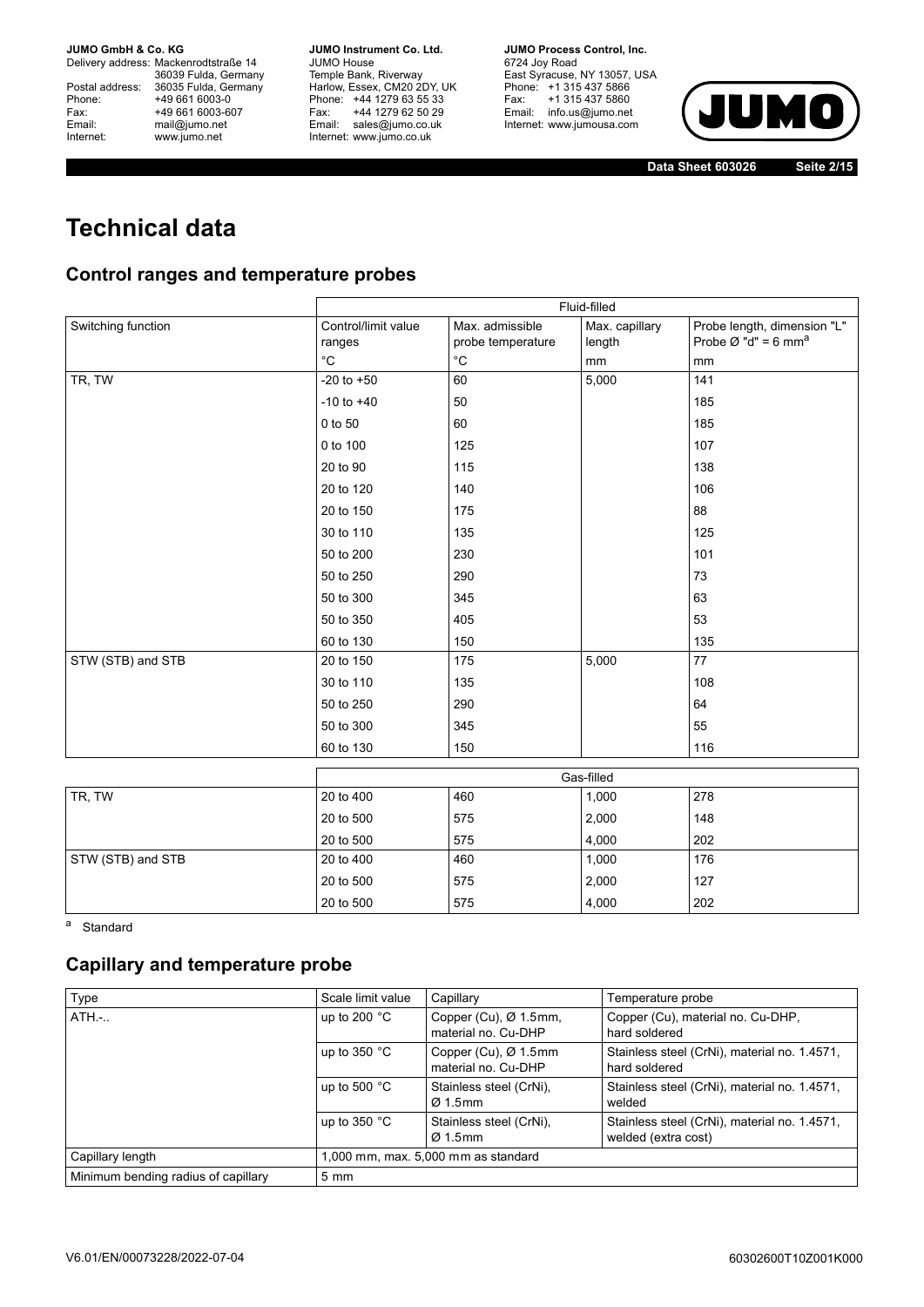# Technical data

## Control ranges and temperature probes

| | Fluid-filled | | | |
|---|---|---|---|---|
| Switching function | Control/limit value ranges<br>°C | Max. admissible probe temperature<br>°C | Max. capillary length<br>mm | Probe length, dimension "L"<br>Probe Ø "d" = 6 mm[a]<br>mm |
| TR, TW | -20 to +50 | 60 | 5,000 | 141 |
| | -10 to +40 | 50 | | 185 |
| | 0 to 50 | 60 | | 185 |
| | 0 to 100 | 125 | | 107 |
| | 20 to 90 | 115 | | 138 |
| | 20 to 120 | 140 | | 106 |
| | 20 to 150 | 175 | | 88 |
| | 30 to 110 | 135 | | 125 |
| | 50 to 200 | 230 | | 101 |
| | 50 to 250 | 290 | | 73 |
| | 50 to 300 | 345 | | 63 |
| | 50 to 350 | 405 | | 53 |
| | 60 to 130 | 150 | | 135 |
| STW (STB) and STB | 20 to 150 | 175 | 5,000 | 77 |
| | 30 to 110 | 135 | | 108 |
| | 50 to 250 | 290 | | 64 |
| | 50 to 300 | 345 | | 55 |
| | 60 to 130 | 150 | | 116 |
| | Gas-filled | | | |
| TR, TW | 20 to 400 | 460 | 1,000 | 278 |
| | 20 to 500 | 575 | 2,000 | 148 |
| | 20 to 500 | 575 | 4,000 | 202 |
| STW (STB) and STB | 20 to 400 | 460 | 1,000 | 176 |
| | 20 to 500 | 575 | 2,000 | 127 |
| | 20 to 500 | 575 | 4,000 | 202 |

[a] Standard

## Capillary and temperature probe

| Type | Scale limit value | Capillary | Temperature probe |
|---|---|---|---|
| ATH.-.. | up to 200 °C | Copper (Cu), Ø 1.5mm, material no. Cu-DHP | Copper (Cu), material no. Cu-DHP, hard soldered |
| | up to 350 °C | Copper (Cu), Ø 1.5mm material no. Cu-DHP | Stainless steel (CrNi), material no. 1.4571, hard soldered |
| | up to 500 °C | Stainless steel (CrNi), Ø 1.5mm | Stainless steel (CrNi), material no. 1.4571, welded |
| | up to 350 °C | Stainless steel (CrNi), Ø 1.5mm | Stainless steel (CrNi), material no. 1.4571, welded (extra cost) |
| Capillary length | 1,000 mm, max. 5,000 mm as standard | | |
| Minimum bending radius of capillary | 5 mm | | |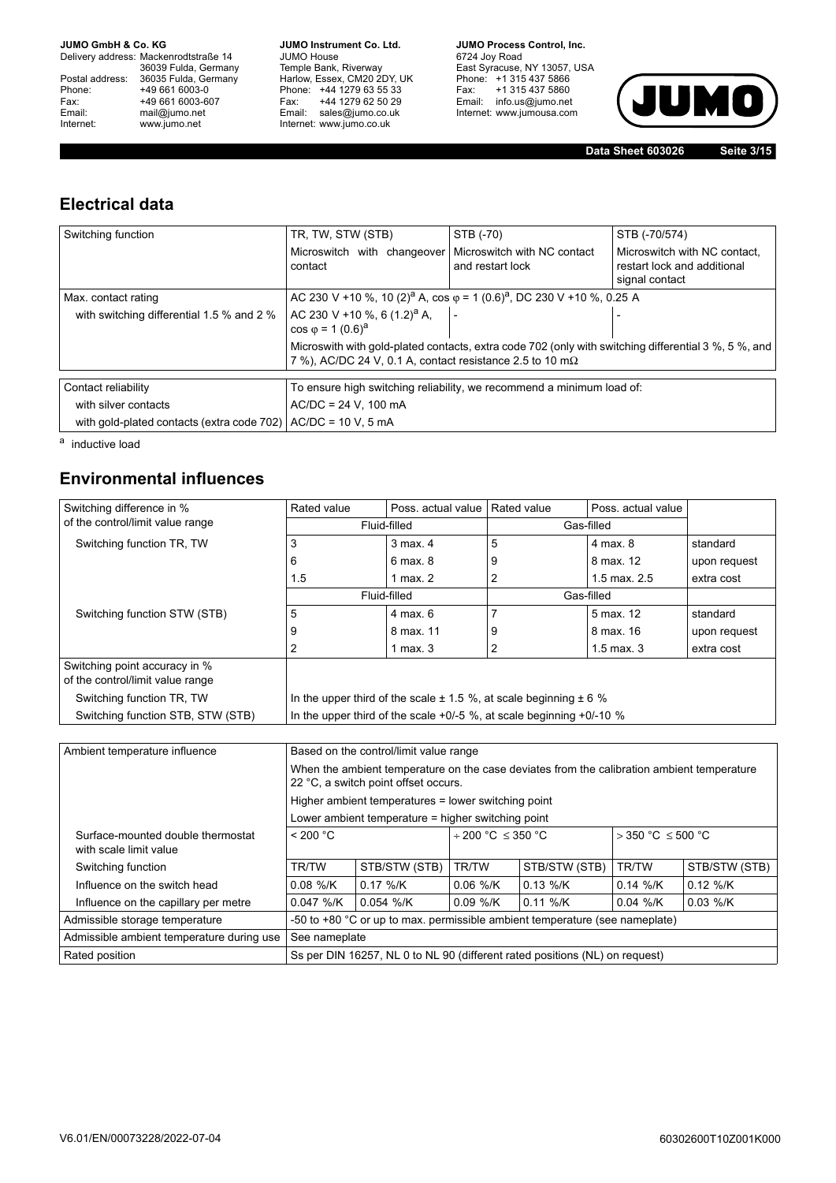## Electrical data

| Switching function | TR, TW, STW (STB) | STB (-70) | STB (-70/574) |
|---|---|---|---|
| | Microswitch with changeover contact | Microswitch with NC contact and restart lock | Microswitch with NC contact, restart lock and additional signal contact |
| Max. contact rating | AC 230 V +10 %, 10 (2)[a] A, cos φ = 1 (0.6)[a], DC 230 V +10 %, 0.25 A | | |
| with switching differential 1.5 % and 2 % | AC 230 V +10 %, 6 (1.2)[a] A, cos φ = 1 (0.6)[a] | - | - |
| | Microswith with gold-plated contacts, extra code 702 (only with switching differential 3 %, 5 %, and 7 %), AC/DC 24 V, 0.1 A, contact resistance 2.5 to 10 mΩ | | |

| Contact reliability | To ensure high switching reliability, we recommend a minimum load of: |
|---|---|
| with silver contacts | AC/DC = 24 V, 100 mA |
| with gold-plated contacts (extra code 702) | AC/DC = 10 V, 5 mA |

[a] inductive load

## Environmental influences

| Switching difference in % of the control/limit value range | Rated value | Poss. actual value | Rated value | Poss. actual value | |
|---|---|---|---|---|---|
| | Fluid-filled | | Gas-filled | | |
| Switching function TR, TW | 3 | 3 max. 4 | 5 | 4 max. 8 | standard |
| | 6 | 6 max. 8 | 9 | 8 max. 12 | upon request |
| | 1.5 | 1 max. 2 | 2 | 1.5 max. 2.5 | extra cost |
| | Fluid-filled | | Gas-filled | | |
| Switching function STW (STB) | 5 | 4 max. 6 | 7 | 5 max. 12 | standard |
| | 9 | 8 max. 11 | 9 | 8 max. 16 | upon request |
| | 2 | 1 max. 3 | 2 | 1.5 max. 3 | extra cost |
| Switching point accuracy in % of the control/limit value range | | | | | |
| Switching function TR, TW | In the upper third of the scale ± 1.5 %, at scale beginning ± 6 % | | | | |
| Switching function STB, STW (STB) | In the upper third of the scale +0/-5 %, at scale beginning +0/-10 % | | | | |

| Ambient temperature influence | Based on the control/limit value range | | | | | |
|---|---|---|---|---|---|---|
| | When the ambient temperature on the case deviates from the calibration ambient temperature 22 °C, a switch point offset occurs. | | | | | |
| | Higher ambient temperatures = lower switching point | | | | | |
| | Lower ambient temperature = higher switching point | | | | | |
| Surface-mounted double thermostat with scale limit value | < 200 °C | | ÷ 200 °C ≤ 350 °C | | > 350 °C ≤ 500 °C | |
| Switching function | TR/TW | STB/STW (STB) | TR/TW | STB/STW (STB) | TR/TW | STB/STW (STB) |
| Influence on the switch head | 0.08 %/K | 0.17 %/K | 0.06 %/K | 0.13 %/K | 0.14 %/K | 0.12 %/K |
| Influence on the capillary per metre | 0.047 %/K | 0.054 %/K | 0.09 %/K | 0.11 %/K | 0.04 %/K | 0.03 %/K |
| Admissible storage temperature | -50 to +80 °C or up to max. permissible ambient temperature (see nameplate) | | | | | |
| Admissible ambient temperature during use | See nameplate | | | | | |
| Rated position | Ss per DIN 16257, NL 0 to NL 90 (different rated positions (NL) on request) | | | | | |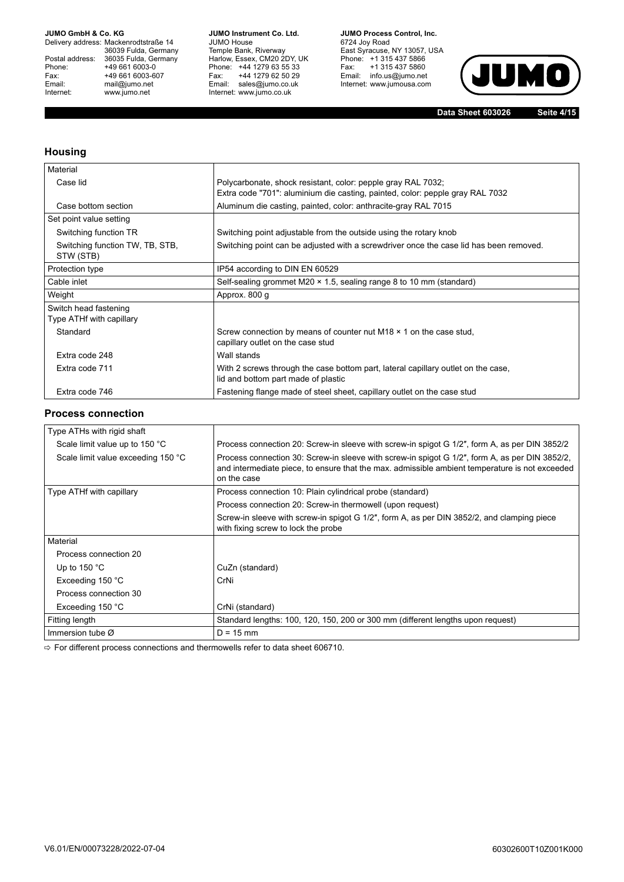## Housing

| Material | |
|---|---|
| Case lid | Polycarbonate, shock resistant, color: pepple gray RAL 7032;<br>Extra code "701": aluminium die casting, painted, color: pepple gray RAL 7032 |
| Case bottom section | Aluminum die casting, painted, color: anthracite-gray RAL 7015 |
| Set point value setting | |
| Switching function TR | Switching point adjustable from the outside using the rotary knob |
| Switching function TW, TB, STB, STW (STB) | Switching point can be adjusted with a screwdriver once the case lid has been removed. |
| Protection type | IP54 according to DIN EN 60529 |
| Cable inlet | Self-sealing grommet M20 × 1.5, sealing range 8 to 10 mm (standard) |
| Weight | Approx. 800 g |
| Switch head fastening<br>Type ATHf with capillary | |
| Standard | Screw connection by means of counter nut M18 × 1 on the case stud,<br>capillary outlet on the case stud |
| Extra code 248 | Wall stands |
| Extra code 711 | With 2 screws through the case bottom part, lateral capillary outlet on the case,<br>lid and bottom part made of plastic |
| Extra code 746 | Fastening flange made of steel sheet, capillary outlet on the case stud |

## Process connection

| Type ATHs with rigid shaft | |
|---|---|
| Scale limit value up to 150 °C | Process connection 20: Screw-in sleeve with screw-in spigot G 1/2″, form A, as per DIN 3852/2 |
| Scale limit value exceeding 150 °C | Process connection 30: Screw-in sleeve with screw-in spigot G 1/2″, form A, as per DIN 3852/2, and intermediate piece, to ensure that the max. admissible ambient temperature is not exceeded on the case |
| Type ATHf with capillary | Process connection 10: Plain cylindrical probe (standard) |
| | Process connection 20: Screw-in thermowell (upon request) |
| | Screw-in sleeve with screw-in spigot G 1/2″, form A, as per DIN 3852/2, and clamping piece with fixing screw to lock the probe |
| Material | |
| Process connection 20 | |
| Up to 150 °C | CuZn (standard) |
| Exceeding 150 °C | CrNi |
| Process connection 30 | |
| Exceeding 150 °C | CrNi (standard) |
| Fitting length | Standard lengths: 100, 120, 150, 200 or 300 mm (different lengths upon request) |
| Immersion tube Ø | D = 15 mm |

⇨ For different process connections and thermowells refer to data sheet 606710.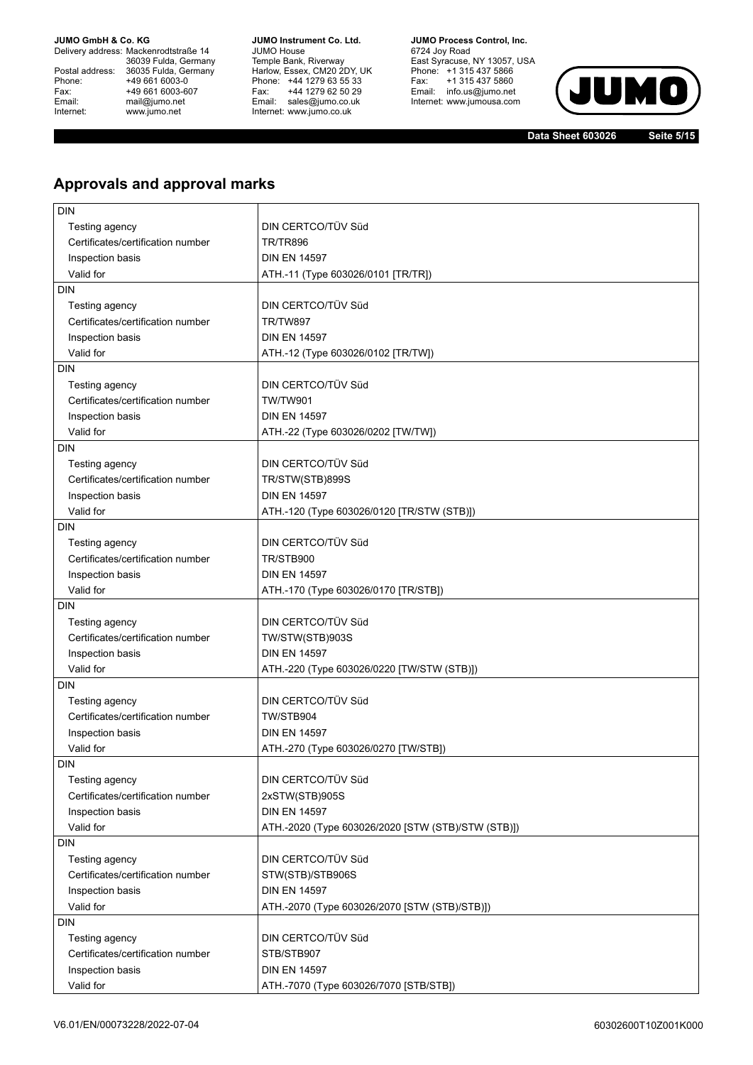## Approvals and approval marks

| DIN | |
|---|---|
| Testing agency | DIN CERTCO/TÜV Süd |
| Certificates/certification number | TR/TR896 |
| Inspection basis | DIN EN 14597 |
| Valid for | ATH.-11 (Type 603026/0101 [TR/TR]) |
| DIN | |
| Testing agency | DIN CERTCO/TÜV Süd |
| Certificates/certification number | TR/TW897 |
| Inspection basis | DIN EN 14597 |
| Valid for | ATH.-12 (Type 603026/0102 [TR/TW]) |
| DIN | |
| Testing agency | DIN CERTCO/TÜV Süd |
| Certificates/certification number | TW/TW901 |
| Inspection basis | DIN EN 14597 |
| Valid for | ATH.-22 (Type 603026/0202 [TW/TW]) |
| DIN | |
| Testing agency | DIN CERTCO/TÜV Süd |
| Certificates/certification number | TR/STW(STB)899S |
| Inspection basis | DIN EN 14597 |
| Valid for | ATH.-120 (Type 603026/0120 [TR/STW (STB)]) |
| DIN | |
| Testing agency | DIN CERTCO/TÜV Süd |
| Certificates/certification number | TR/STB900 |
| Inspection basis | DIN EN 14597 |
| Valid for | ATH.-170 (Type 603026/0170 [TR/STB]) |
| DIN | |
| Testing agency | DIN CERTCO/TÜV Süd |
| Certificates/certification number | TW/STW(STB)903S |
| Inspection basis | DIN EN 14597 |
| Valid for | ATH.-220 (Type 603026/0220 [TW/STW (STB)]) |
| DIN | |
| Testing agency | DIN CERTCO/TÜV Süd |
| Certificates/certification number | TW/STB904 |
| Inspection basis | DIN EN 14597 |
| Valid for | ATH.-270 (Type 603026/0270 [TW/STB]) |
| DIN | |
| Testing agency | DIN CERTCO/TÜV Süd |
| Certificates/certification number | 2xSTW(STB)905S |
| Inspection basis | DIN EN 14597 |
| Valid for | ATH.-2020 (Type 603026/2020 [STW (STB)/STW (STB)]) |
| DIN | |
| Testing agency | DIN CERTCO/TÜV Süd |
| Certificates/certification number | STW(STB)/STB906S |
| Inspection basis | DIN EN 14597 |
| Valid for | ATH.-2070 (Type 603026/2070 [STW (STB)/STB)]) |
| DIN | |
| Testing agency | DIN CERTCO/TÜV Süd |
| Certificates/certification number | STB/STB907 |
| Inspection basis | DIN EN 14597 |
| Valid for | ATH.-7070 (Type 603026/7070 [STB/STB]) |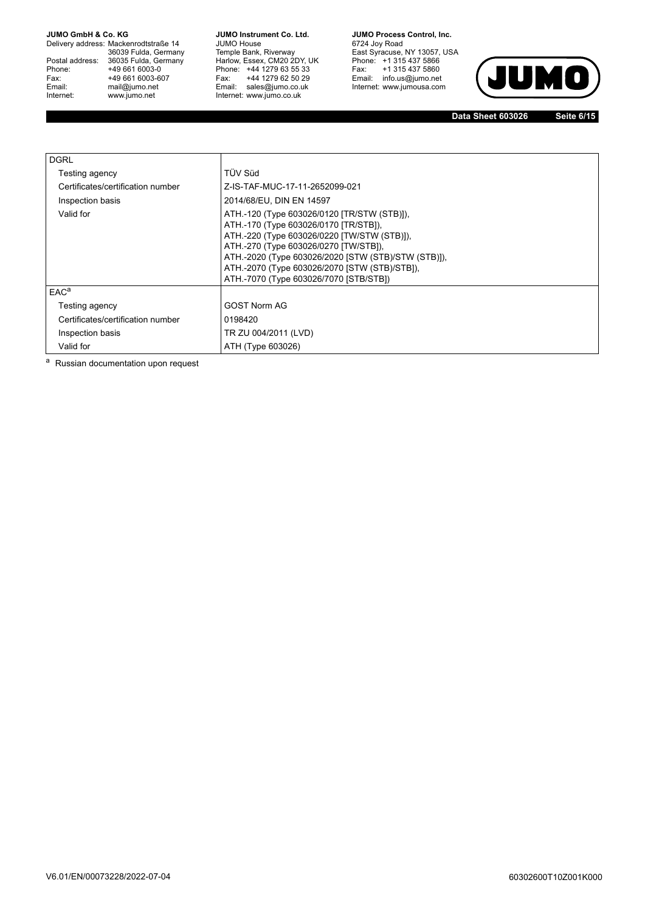| DGRL | |
|---|---|
| Testing agency | TÜV Süd |
| Certificates/certification number | Z-IS-TAF-MUC-17-11-2652099-021 |
| Inspection basis | 2014/68/EU, DIN EN 14597 |
| Valid for | ATH.-120 (Type 603026/0120 [TR/STW (STB)]), ATH.-170 (Type 603026/0170 [TR/STB]), ATH.-220 (Type 603026/0220 [TW/STW (STB)]), ATH.-270 (Type 603026/0270 [TW/STB]), ATH.-2020 (Type 603026/2020 [STW (STB)/STW (STB)]), ATH.-2070 (Type 603026/2070 [STW (STB)/STB]), ATH.-7070 (Type 603026/7070 [STB/STB]) |
| EAC[a] | |
| Testing agency | GOST Norm AG |
| Certificates/certification number | 0198420 |
| Inspection basis | TR ZU 004/2011 (LVD) |
| Valid for | ATH (Type 603026) |

[a] Russian documentation upon request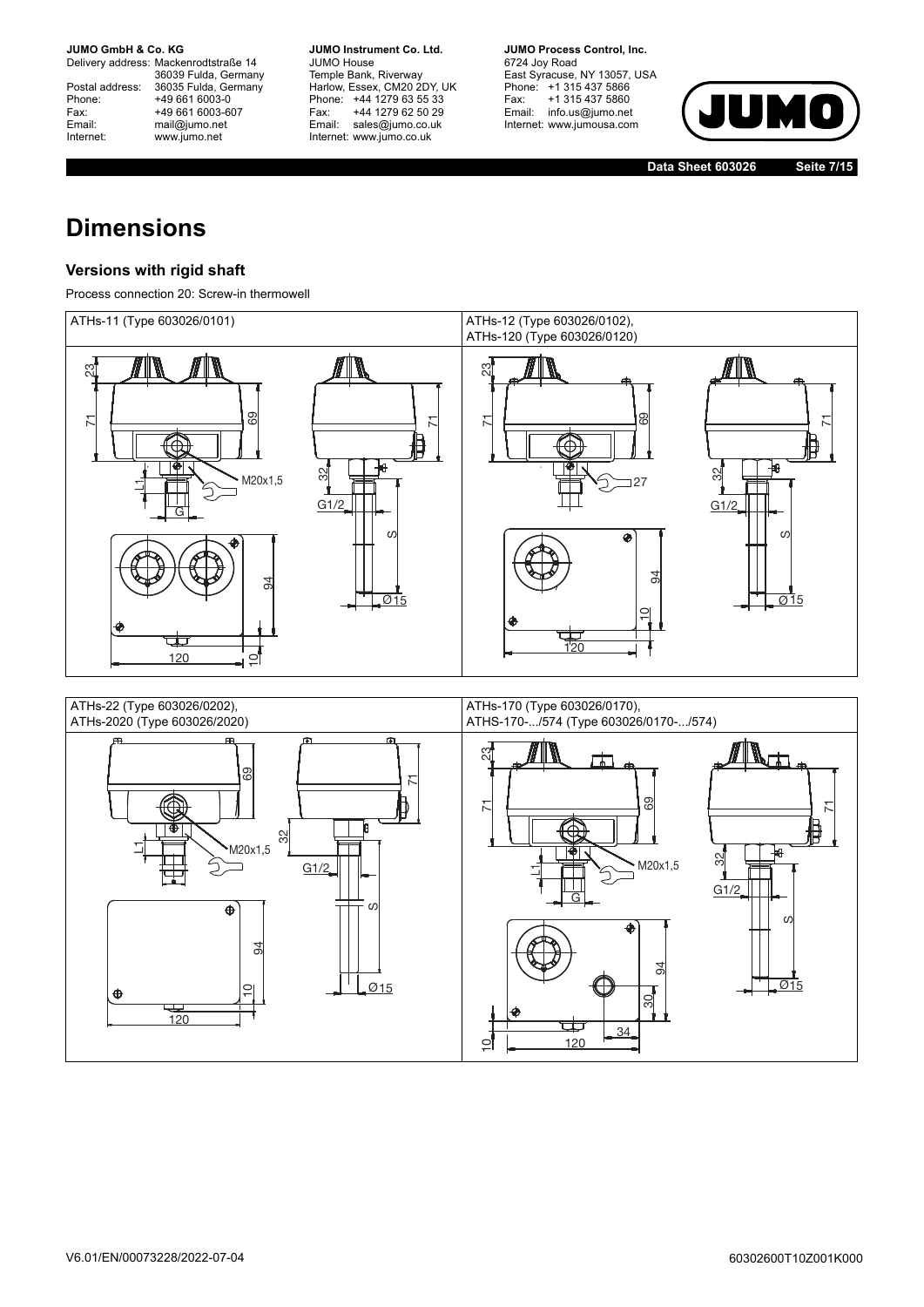# Dimensions

### Versions with rigid shaft

Process connection 20: Screw-in thermowell

| ATHs-11 (Type 603026/0101) | ATHs-12 (Type 603026/0102), ATHs-120 (Type 603026/0120) |
| --- | --- |
| 23, 71, 69, 71, 32, L1, M20x1,5, G, G1/2, S, Ø15, 94, 120, 10 | 23, 71, 69, 71, 32, 27, G1/2, S, Ø15, 94, 10, 120 |
| **ATHs-22 (Type 603026/0202), ATHs-2020 (Type 603026/2020)** | **ATHs-170 (Type 603026/0170), ATHS-170-.../574 (Type 603026/0170-.../574)** |
| 69, 71, 32, L1, M20x1,5, G1/2, S, Ø15, 94, 10, 120 | 23, 71, 69, 71, 32, L1, M20x1,5, G, G1/2, S, Ø15, 94, 30, 34, 10, 120 |

V6.01/EN/00073228/2022-07-04

60302600T10Z001K000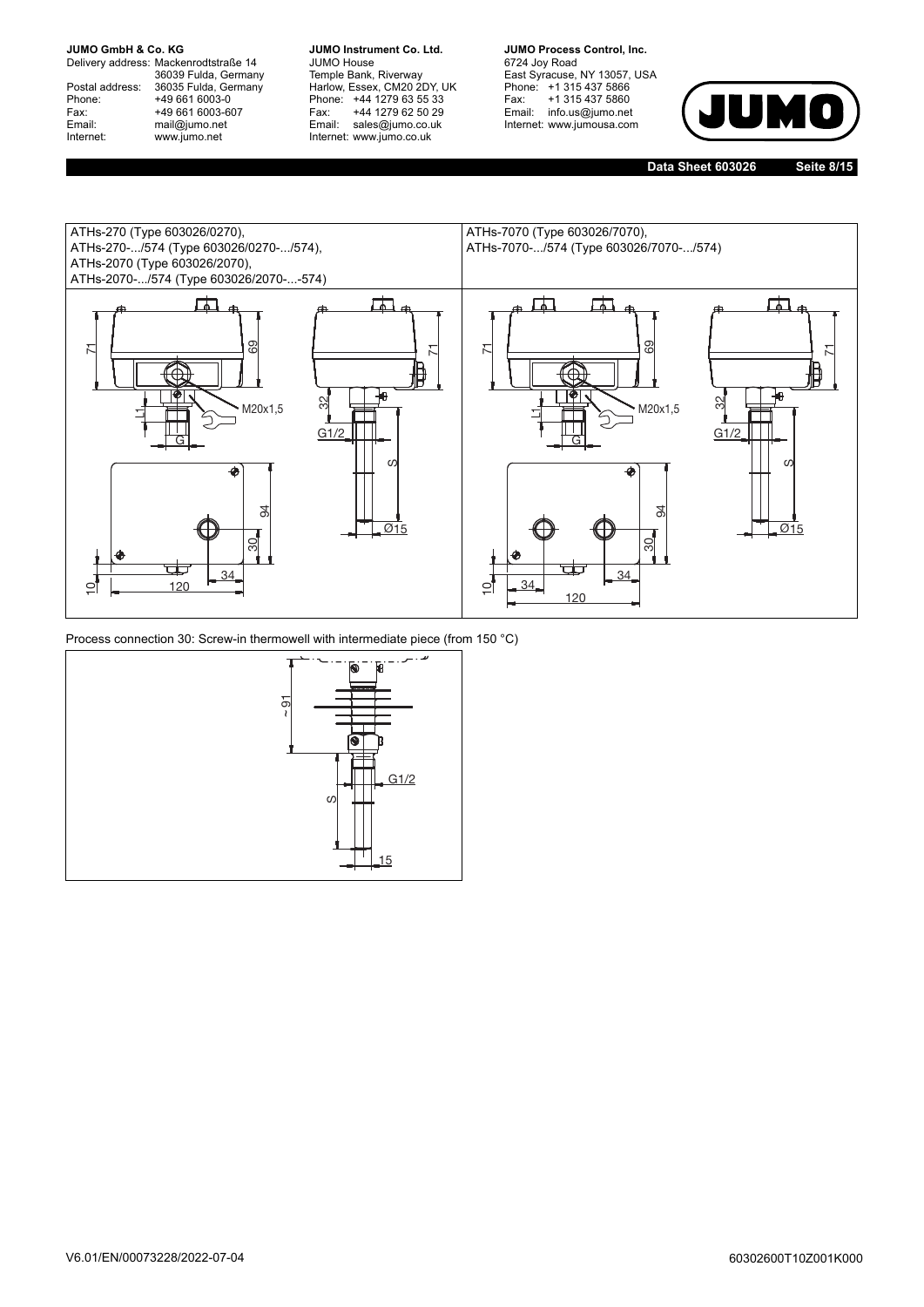| ATHs-270 (Type 603026/0270),<br>ATHs-270-.../574 (Type 603026/0270-.../574),<br>ATHs-2070 (Type 603026/2070),<br>ATHs-2070-.../574 (Type 603026/2070-...-574) | ATHs-7070 (Type 603026/7070),<br>ATHs-7070-.../574 (Type 603026/7070-.../574) |
|---|---|
| 71, 69, 71, 32, M20x1,5, L1, G, G1/2, S, Ø15, 94, 30, 34, 10, 120 | 71, 69, 71, 32, M20x1,5, L1, G, G1/2, S, Ø15, 94, 30, 34, 34, 10, 120 |

Process connection 30: Screw-in thermowell with intermediate piece (from 150 °C)

~91, S, G1/2, 15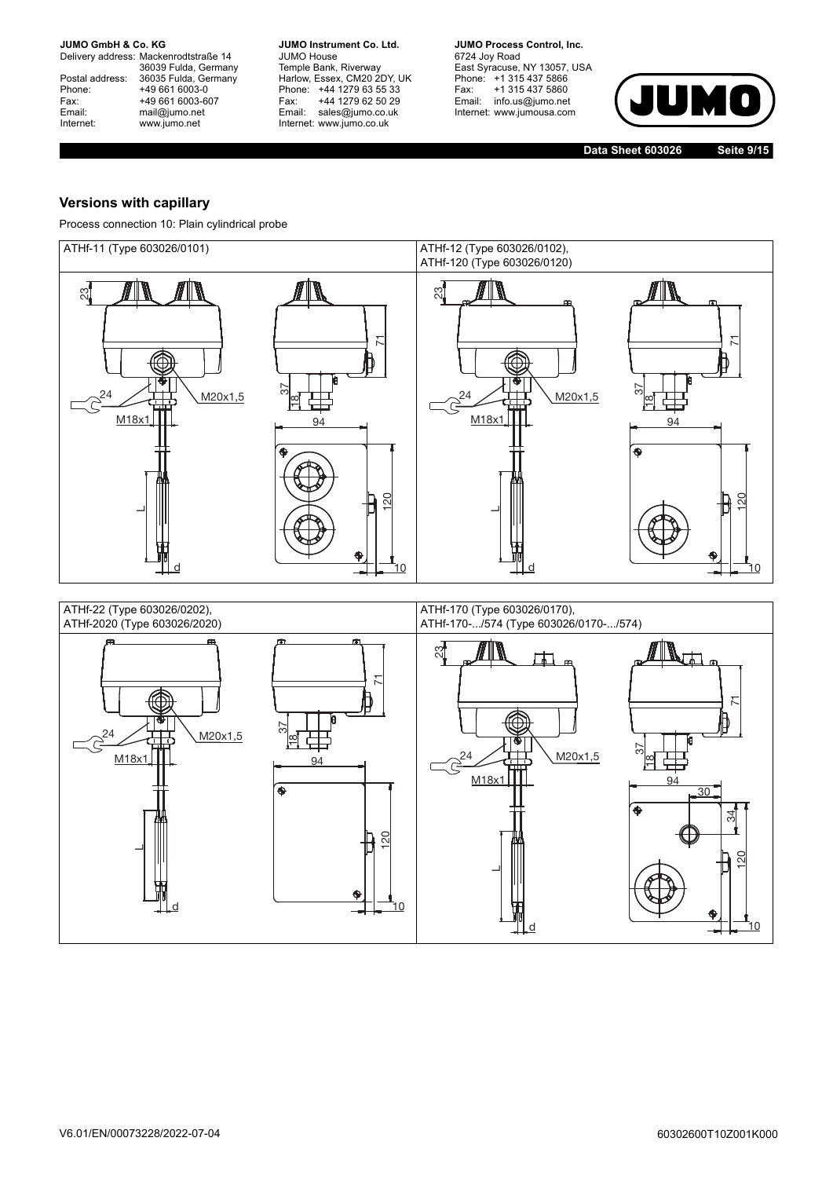## Versions with capillary

Process connection 10: Plain cylindrical probe

ATHf-11 (Type 603026/0101)

23, 71, 37, 18, 24, M20x1,5, M18x1, 94, 120, L, d, 10

ATHf-12 (Type 603026/0102),
ATHf-120 (Type 603026/0120)

23, 71, 37, 18, 24, M20x1,5, M18x1, 94, 120, L, d, 10

ATHf-22 (Type 603026/0202),
ATHf-2020 (Type 603026/2020)

71, 37, 18, 24, M20x1,5, M18x1, 94, 120, L, d, 10

ATHf-170 (Type 603026/0170),
ATHf-170-.../574 (Type 603026/0170-.../574)

23, 71, 37, 18, 24, M20x1,5, M18x1, 94, 30, 34, 120, L, d, 10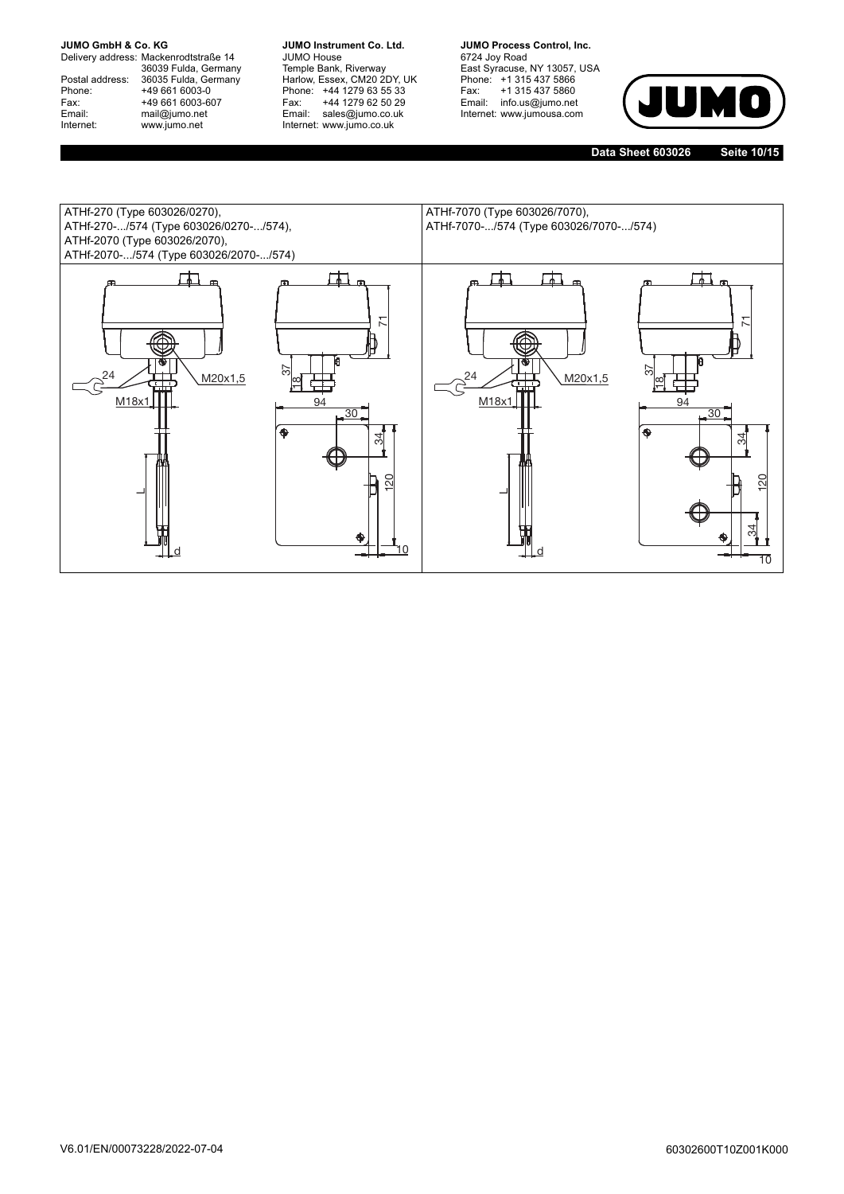| ATHf-270 (Type 603026/0270), ATHf-270-.../574 (Type 603026/0270-.../574), ATHf-2070 (Type 603026/2070), ATHf-2070-.../574 (Type 603026/2070-.../574) | ATHf-7070 (Type 603026/7070), ATHf-7070-.../574 (Type 603026/7070-.../574) |
| --- | --- |
| 24, M20x1,5, M18x1, L, d, 71, 37, 18, 94, 30, 34, 120, 10 | 24, M20x1,5, M18x1, L, d, 71, 37, 18, 94, 30, 34, 120, 34, 10 |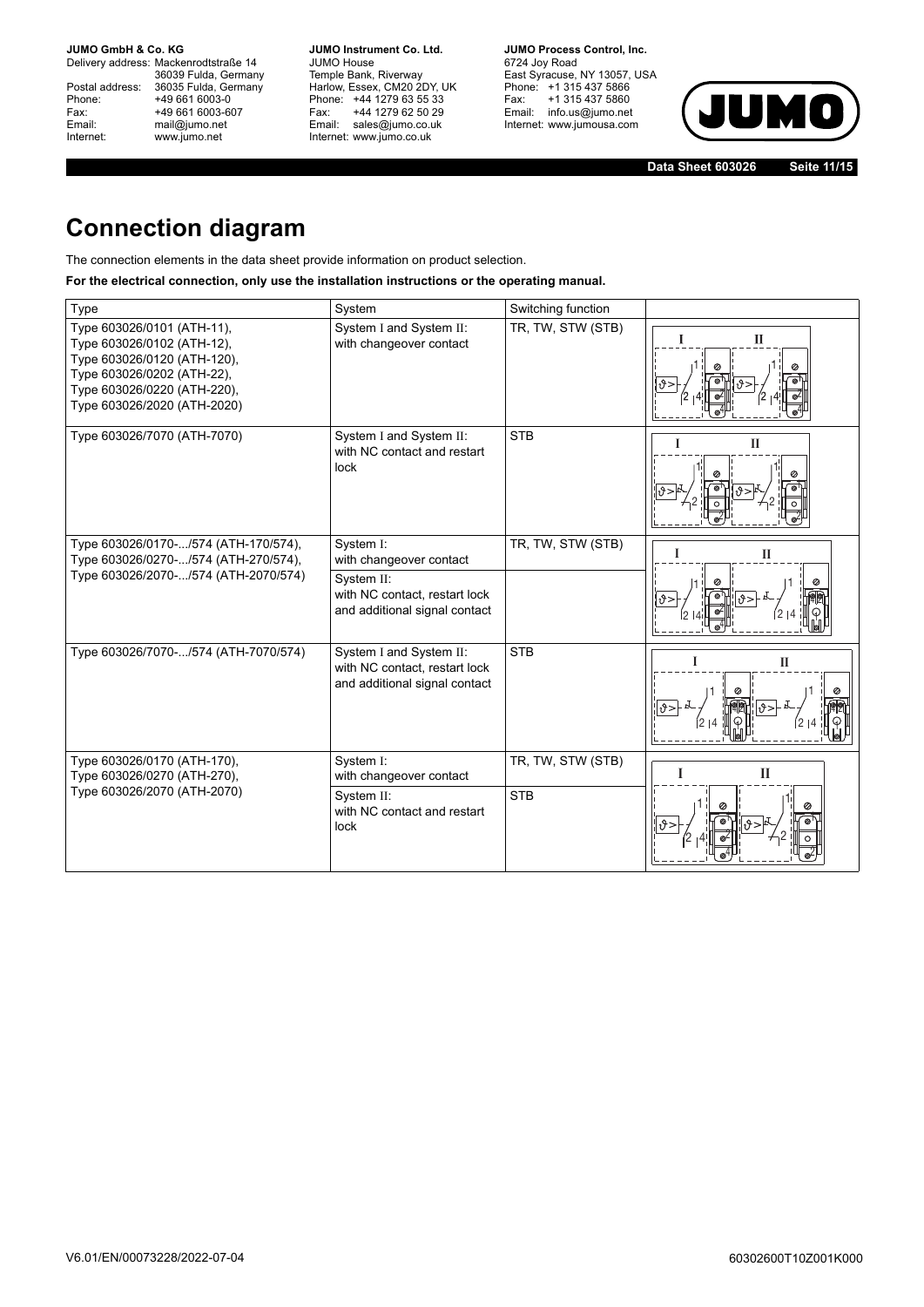# Connection diagram

The connection elements in the data sheet provide information on product selection.

**For the electrical connection, only use the installation instructions or the operating manual.**

| Type | System | Switching function | |
|---|---|---|---|
| Type 603026/0101 (ATH-11),<br>Type 603026/0102 (ATH-12),<br>Type 603026/0120 (ATH-120),<br>Type 603026/0202 (ATH-22),<br>Type 603026/0220 (ATH-220),<br>Type 603026/2020 (ATH-2020) | System I and System II:<br>with changeover contact | TR, TW, STW (STB) | |
| Type 603026/7070 (ATH-7070) | System I and System II:<br>with NC contact and restart lock | STB | |
| Type 603026/0170-.../574 (ATH-170/574),<br>Type 603026/0270-.../574 (ATH-270/574),<br>Type 603026/2070-.../574 (ATH-2070/574) | System I:<br>with changeover contact | TR, TW, STW (STB) | |
| | System II:<br>with NC contact, restart lock and additional signal contact | | |
| Type 603026/7070-.../574 (ATH-7070/574) | System I and System II:<br>with NC contact, restart lock and additional signal contact | STB | |
| Type 603026/0170 (ATH-170),<br>Type 603026/0270 (ATH-270),<br>Type 603026/2070 (ATH-2070) | System I:<br>with changeover contact | TR, TW, STW (STB) | |
| | System II:<br>with NC contact and restart lock | STB | |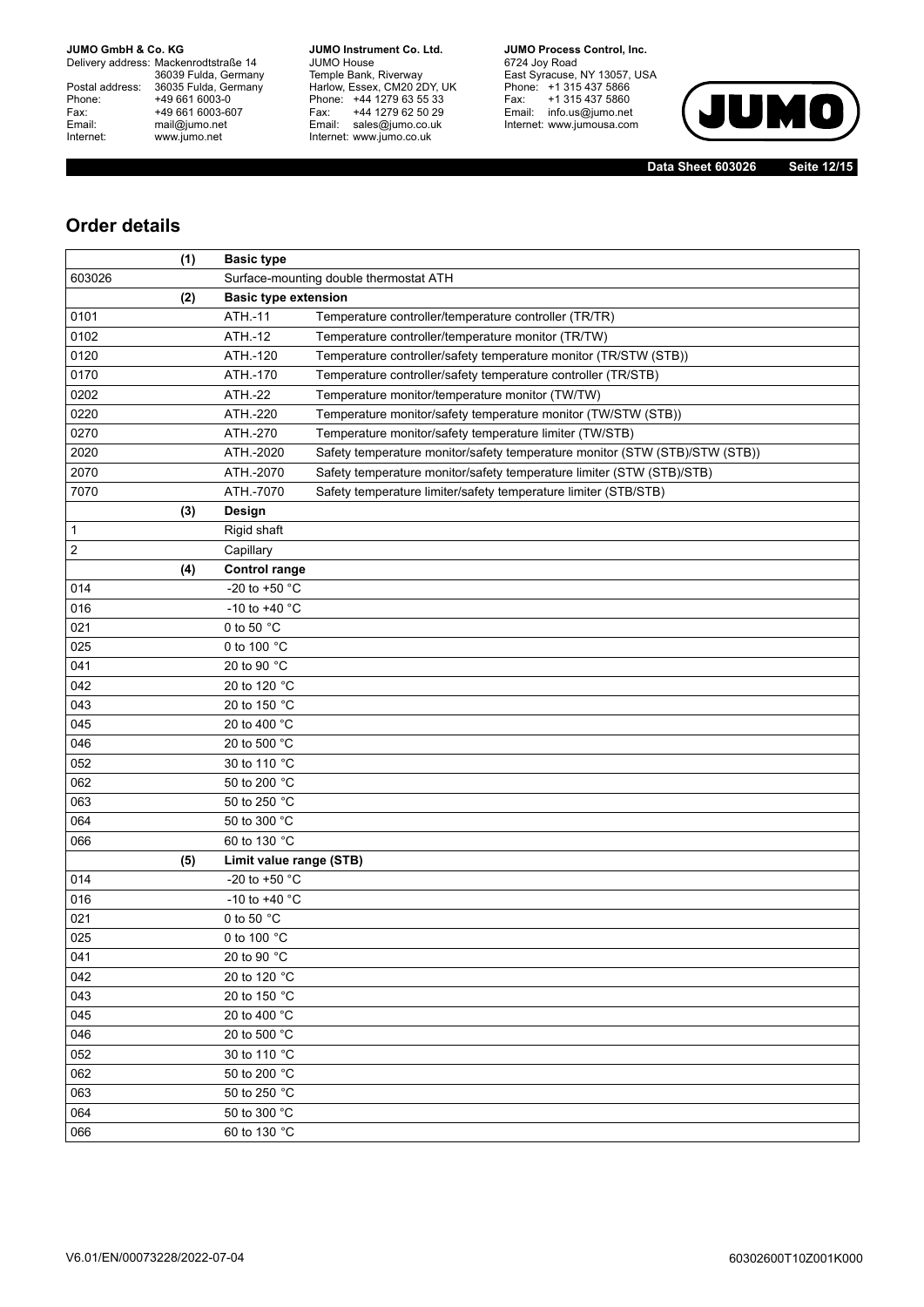## Order details

| | (1) | **Basic type** | |
|---|---|---|---|
| 603026 | | Surface-mounting double thermostat ATH | |
| | (2) | **Basic type extension** | |
| 0101 | | ATH.-11 | Temperature controller/temperature controller (TR/TR) |
| 0102 | | ATH.-12 | Temperature controller/temperature monitor (TR/TW) |
| 0120 | | ATH.-120 | Temperature controller/safety temperature monitor (TR/STW (STB)) |
| 0170 | | ATH.-170 | Temperature controller/safety temperature controller (TR/STB) |
| 0202 | | ATH.-22 | Temperature monitor/temperature monitor (TW/TW) |
| 0220 | | ATH.-220 | Temperature monitor/safety temperature monitor (TW/STW (STB)) |
| 0270 | | ATH.-270 | Temperature monitor/safety temperature limiter (TW/STB) |
| 2020 | | ATH.-2020 | Safety temperature monitor/safety temperature monitor (STW (STB)/STW (STB)) |
| 2070 | | ATH.-2070 | Safety temperature monitor/safety temperature limiter (STW (STB)/STB) |
| 7070 | | ATH.-7070 | Safety temperature limiter/safety temperature limiter (STB/STB) |
| | (3) | **Design** | |
| 1 | | Rigid shaft | |
| 2 | | Capillary | |
| | (4) | **Control range** | |
| 014 | | -20 to +50 °C | |
| 016 | | -10 to +40 °C | |
| 021 | | 0 to 50 °C | |
| 025 | | 0 to 100 °C | |
| 041 | | 20 to 90 °C | |
| 042 | | 20 to 120 °C | |
| 043 | | 20 to 150 °C | |
| 045 | | 20 to 400 °C | |
| 046 | | 20 to 500 °C | |
| 052 | | 30 to 110 °C | |
| 062 | | 50 to 200 °C | |
| 063 | | 50 to 250 °C | |
| 064 | | 50 to 300 °C | |
| 066 | | 60 to 130 °C | |
| | (5) | **Limit value range (STB)** | |
| 014 | | -20 to +50 °C | |
| 016 | | -10 to +40 °C | |
| 021 | | 0 to 50 °C | |
| 025 | | 0 to 100 °C | |
| 041 | | 20 to 90 °C | |
| 042 | | 20 to 120 °C | |
| 043 | | 20 to 150 °C | |
| 045 | | 20 to 400 °C | |
| 046 | | 20 to 500 °C | |
| 052 | | 30 to 110 °C | |
| 062 | | 50 to 200 °C | |
| 063 | | 50 to 250 °C | |
| 064 | | 50 to 300 °C | |
| 066 | | 60 to 130 °C | |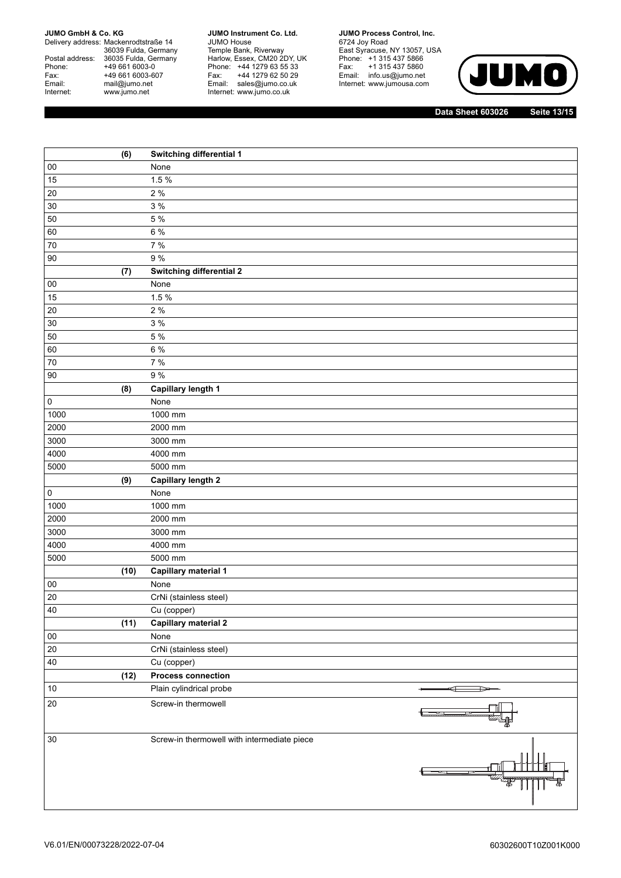| | (6) | Switching differential 1 |
|---|---|---|
| 00 | | None |
| 15 | | 1.5 % |
| 20 | | 2 % |
| 30 | | 3 % |
| 50 | | 5 % |
| 60 | | 6 % |
| 70 | | 7 % |
| 90 | | 9 % |
| | **(7)** | **Switching differential 2** |
| 00 | | None |
| 15 | | 1.5 % |
| 20 | | 2 % |
| 30 | | 3 % |
| 50 | | 5 % |
| 60 | | 6 % |
| 70 | | 7 % |
| 90 | | 9 % |
| | **(8)** | **Capillary length 1** |
| 0 | | None |
| 1000 | | 1000 mm |
| 2000 | | 2000 mm |
| 3000 | | 3000 mm |
| 4000 | | 4000 mm |
| 5000 | | 5000 mm |
| | **(9)** | **Capillary length 2** |
| 0 | | None |
| 1000 | | 1000 mm |
| 2000 | | 2000 mm |
| 3000 | | 3000 mm |
| 4000 | | 4000 mm |
| 5000 | | 5000 mm |
| | **(10)** | **Capillary material 1** |
| 00 | | None |
| 20 | | CrNi (stainless steel) |
| 40 | | Cu (copper) |
| | **(11)** | **Capillary material 2** |
| 00 | | None |
| 20 | | CrNi (stainless steel) |
| 40 | | Cu (copper) |
| | **(12)** | **Process connection** |
| 10 | | Plain cylindrical probe |
| 20 | | Screw-in thermowell |
| 30 | | Screw-in thermowell with intermediate piece |

V6.01/EN/00073228/2022-07-04

60302600T10Z001K000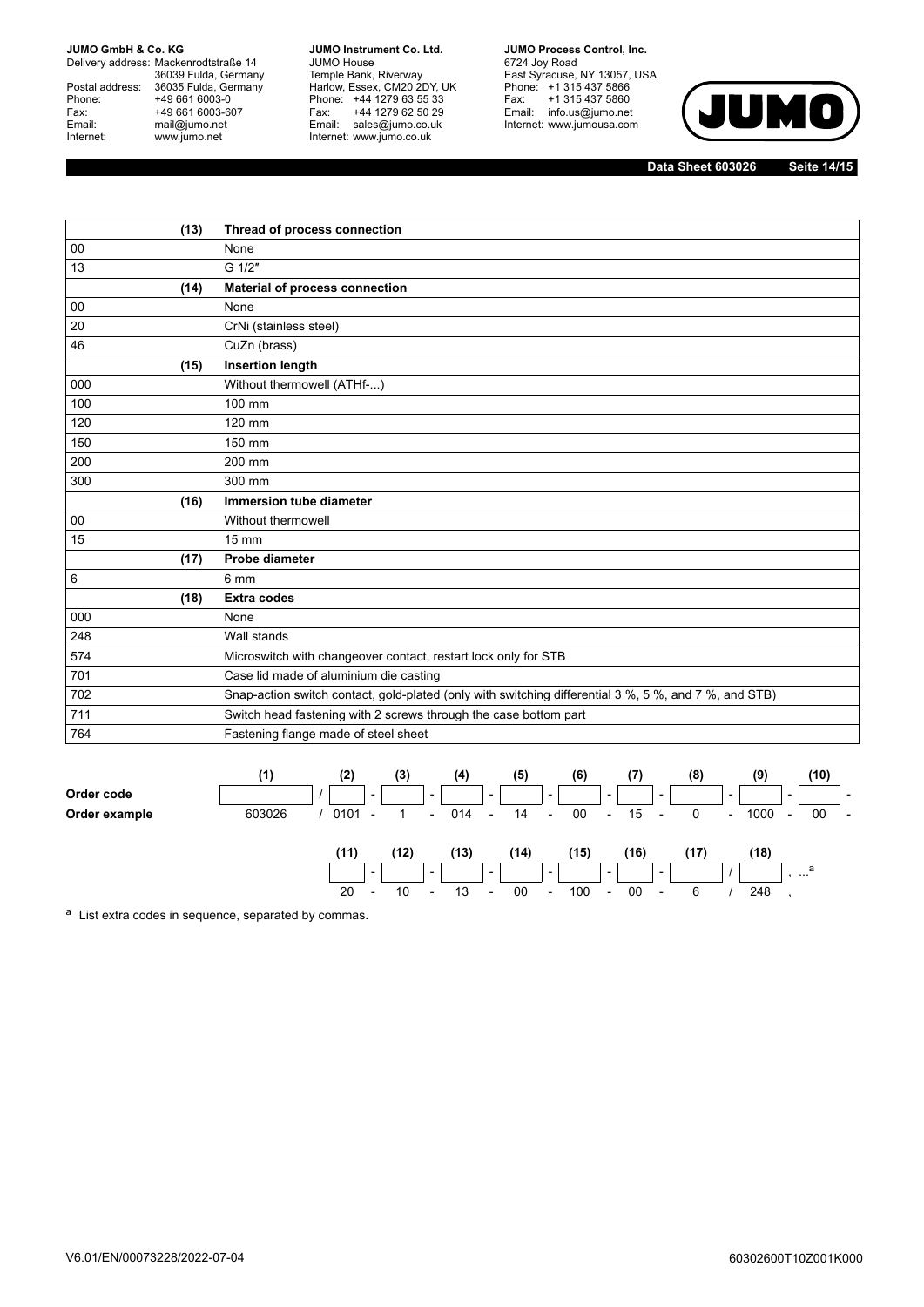| | (13) | Thread of process connection |
|---|---|---|
| 00 | | None |
| 13 | | G 1/2″ |
| | **(14)** | **Material of process connection** |
| 00 | | None |
| 20 | | CrNi (stainless steel) |
| 46 | | CuZn (brass) |
| | **(15)** | **Insertion length** |
| 000 | | Without thermowell (ATHf-...) |
| 100 | | 100 mm |
| 120 | | 120 mm |
| 150 | | 150 mm |
| 200 | | 200 mm |
| 300 | | 300 mm |
| | **(16)** | **Immersion tube diameter** |
| 00 | | Without thermowell |
| 15 | | 15 mm |
| | **(17)** | **Probe diameter** |
| 6 | | 6 mm |
| | **(18)** | **Extra codes** |
| 000 | | None |
| 248 | | Wall stands |
| 574 | | Microswitch with changeover contact, restart lock only for STB |
| 701 | | Case lid made of aluminium die casting |
| 702 | | Snap-action switch contact, gold-plated (only with switching differential 3 %, 5 %, and 7 %, and STB) |
| 711 | | Switch head fastening with 2 screws through the case bottom part |
| 764 | | Fastening flange made of steel sheet |

| | (1) | | (2) | | (3) | | (4) | | (5) | | (6) | | (7) | | (8) | | (9) | | (10) | |
|---|---|---|---|---|---|---|---|---|---|---|---|---|---|---|---|---|---|---|---|---|
| **Order code** | | / | | - | | - | | - | | - | | - | | - | | - | | - | | - |
| **Order example** | 603026 | / | 0101 | - | 1 | - | 014 | - | 14 | - | 00 | - | 15 | - | 0 | - | 1000 | - | 00 | - |

| (11) | | (12) | | (13) | | (14) | | (15) | | (16) | | (17) | | (18) | |
|---|---|---|---|---|---|---|---|---|---|---|---|---|---|---|---|
| | - | | - | | - | | - | | - | | - | | / | | , ...[a] |
| 20 | - | 10 | - | 13 | - | 00 | - | 100 | - | 00 | - | 6 | / | 248 | , |

[a] List extra codes in sequence, separated by commas.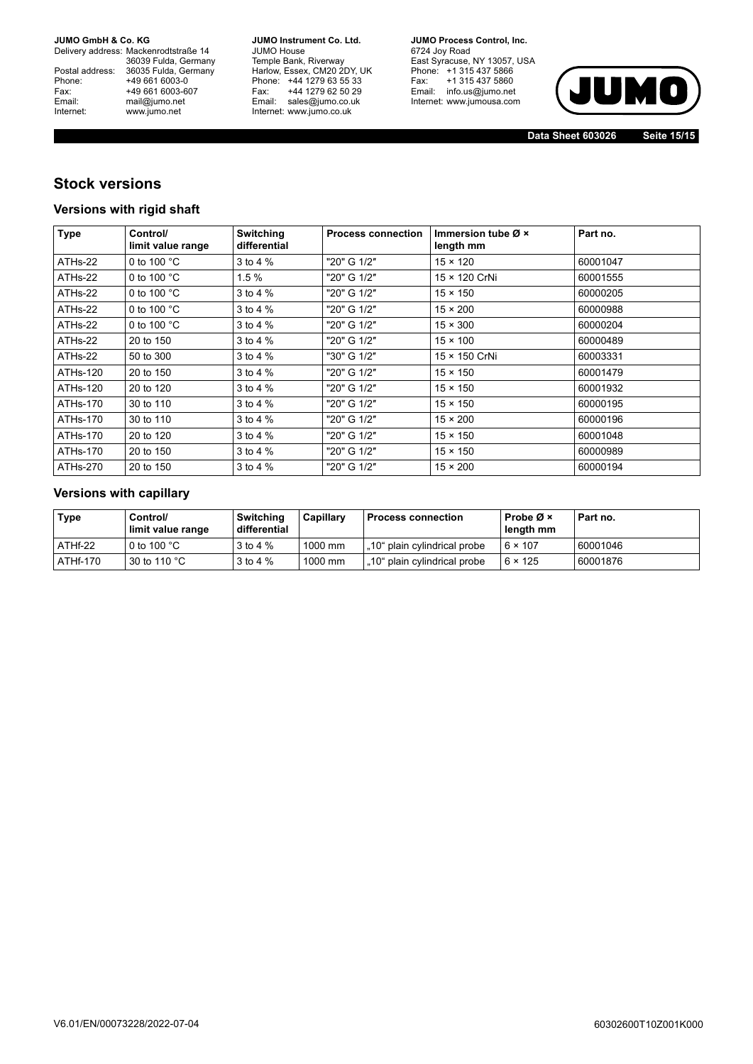## Stock versions

### Versions with rigid shaft

| Type | Control/ limit value range | Switching differential | Process connection | Immersion tube Ø × length mm | Part no. |
|---|---|---|---|---|---|
| ATHs-22 | 0 to 100 °C | 3 to 4 % | "20" G 1/2" | 15 × 120 | 60001047 |
| ATHs-22 | 0 to 100 °C | 1.5 % | "20" G 1/2" | 15 × 120 CrNi | 60001555 |
| ATHs-22 | 0 to 100 °C | 3 to 4 % | "20" G 1/2" | 15 × 150 | 60000205 |
| ATHs-22 | 0 to 100 °C | 3 to 4 % | "20" G 1/2" | 15 × 200 | 60000988 |
| ATHs-22 | 0 to 100 °C | 3 to 4 % | "20" G 1/2" | 15 × 300 | 60000204 |
| ATHs-22 | 20 to 150 | 3 to 4 % | "20" G 1/2" | 15 × 100 | 60000489 |
| ATHs-22 | 50 to 300 | 3 to 4 % | "30" G 1/2" | 15 × 150 CrNi | 60003331 |
| ATHs-120 | 20 to 150 | 3 to 4 % | "20" G 1/2" | 15 × 150 | 60001479 |
| ATHs-120 | 20 to 120 | 3 to 4 % | "20" G 1/2" | 15 × 150 | 60001932 |
| ATHs-170 | 30 to 110 | 3 to 4 % | "20" G 1/2" | 15 × 150 | 60000195 |
| ATHs-170 | 30 to 110 | 3 to 4 % | "20" G 1/2" | 15 × 200 | 60000196 |
| ATHs-170 | 20 to 120 | 3 to 4 % | "20" G 1/2" | 15 × 150 | 60001048 |
| ATHs-170 | 20 to 150 | 3 to 4 % | "20" G 1/2" | 15 × 150 | 60000989 |
| ATHs-270 | 20 to 150 | 3 to 4 % | "20" G 1/2" | 15 × 200 | 60000194 |

### Versions with capillary

| Type | Control/ limit value range | Switching differential | Capillary | Process connection | Probe Ø × length mm | Part no. |
|---|---|---|---|---|---|---|
| ATHf-22 | 0 to 100 °C | 3 to 4 % | 1000 mm | „10“ plain cylindrical probe | 6 × 107 | 60001046 |
| ATHf-170 | 30 to 110 °C | 3 to 4 % | 1000 mm | „10“ plain cylindrical probe | 6 × 125 | 60001876 |